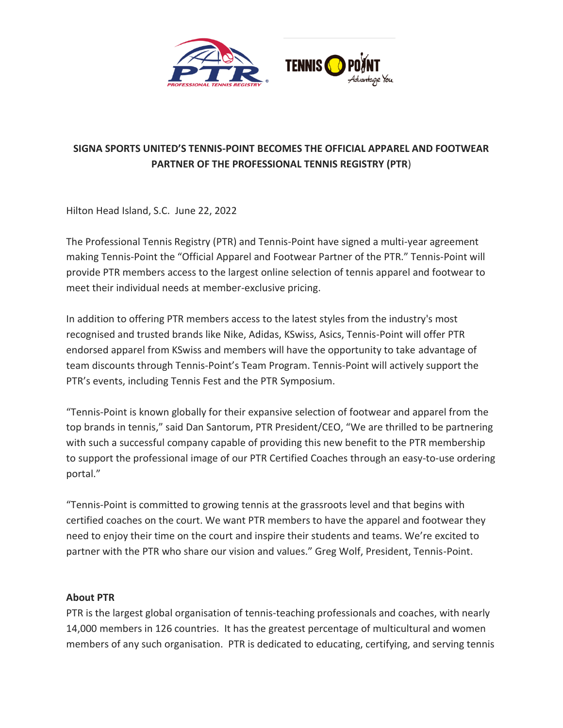**SIGNA SPORTS UNITED'S TENNIS-POINT BECOMES THE OFFICIAL APPAREL AND FOOTWEAR PARTNER OF THE PROFESSIONAL TENNIS REGISTRY (PTR)**

Hilton Head Island, S.C. June 22, 2022

The Professional Tennis Registry (PTR) and Tennis-Point have signed a multi-year agreement making Tennis-Point the "Official Apparel and Footwear Partner of the PTR." Tennis-Point will provide PTR members access to the largest online selection of tennis apparel and footwear to meet their individual needs at member-exclusive pricing.

In addition to offering PTR members access to the latest styles from the industry's most recognised and trusted brands like Nike, Adidas, KSwiss, Asics, Tennis-Point will offer PTR endorsed apparel from KSwiss and members will have the opportunity to take advantage of team discounts through Tennis-Point's Team Program. Tennis-Point will actively support the PTR's events, including Tennis Fest and the PTR Symposium.

"Tennis-Point is known globally for their expansive selection of footwear and apparel from the top brands in tennis," said Dan Santorum, PTR President/CEO, "We are thrilled to be partnering with such a successful company capable of providing this new benefit to the PTR membership to support the professional image of our PTR Certified Coaches through an easy-to-use ordering portal."

"Tennis-Point is committed to growing tennis at the grassroots level and that begins with certified coaches on the court. We want PTR members to have the apparel and footwear they need to enjoy their time on the court and inspire their students and teams. We're excited to partner with the PTR who share our vision and values." Greg Wolf, President, Tennis-Point.

**About PTR**

PTR is the largest global organisation of tennis-teaching professionals and coaches, with nearly 14,000 members in 126 countries. It has the greatest percentage of multicultural and women members of any such organisation. PTR is dedicated to educating, certifying, and serving tennis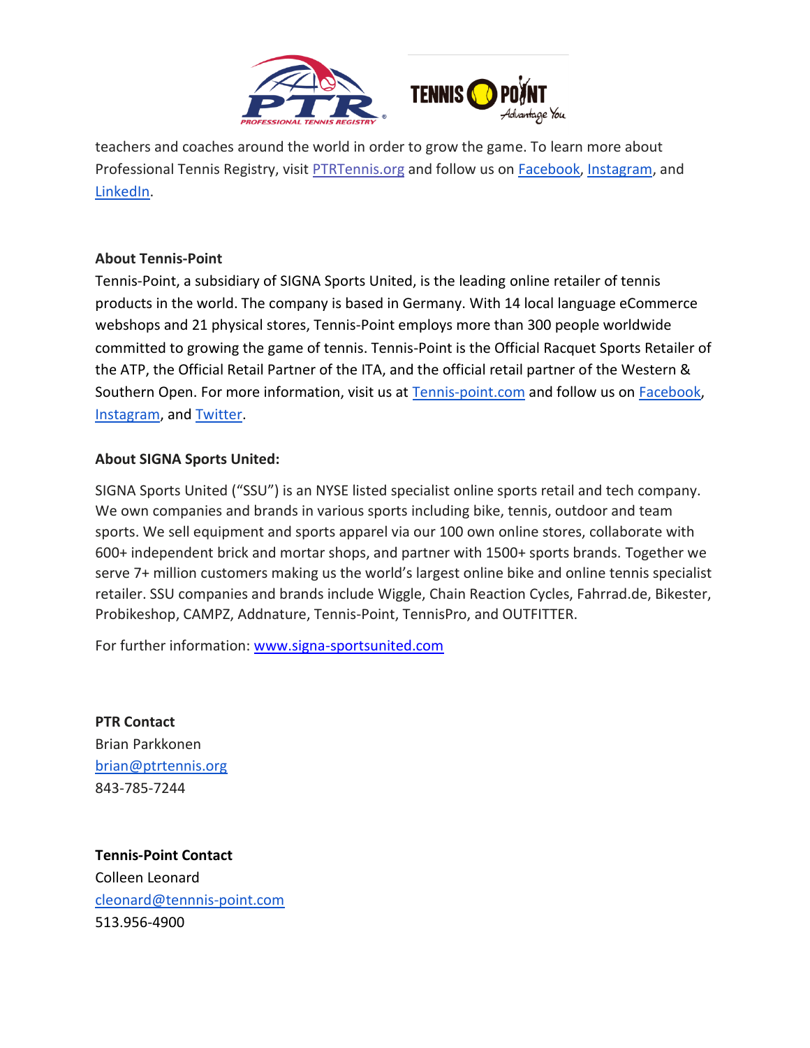teachers and coaches around the world in order to grow the game. To learn more about Professional Tennis Registry, visit PTRTennis.org and follow us on Facebook, Instagram, and LinkedIn.

**About Tennis-Point**

Tennis-Point, a subsidiary of SIGNA Sports United, is the leading online retailer of tennis products in the world. The company is based in Germany. With 14 local language eCommerce webshops and 21 physical stores, Tennis-Point employs more than 300 people worldwide committed to growing the game of tennis. Tennis-Point is the Official Racquet Sports Retailer of the ATP, the Official Retail Partner of the ITA, and the official retail partner of the Western & Southern Open. For more information, visit us at Tennis-point.com and follow us on Facebook, Instagram, and Twitter.

**About SIGNA Sports United:**

SIGNA Sports United ("SSU") is an NYSE listed specialist online sports retail and tech company. We own companies and brands in various sports including bike, tennis, outdoor and team sports. We sell equipment and sports apparel via our 100 own online stores, collaborate with 600+ independent brick and mortar shops, and partner with 1500+ sports brands. Together we serve 7+ million customers making us the world's largest online bike and online tennis specialist retailer. SSU companies and brands include Wiggle, Chain Reaction Cycles, Fahrrad.de, Bikester, Probikeshop, CAMPZ, Addnature, Tennis-Point, TennisPro, and OUTFITTER.

For further information: www.signa-sportsunited.com

**PTR Contact**
Brian Parkkonen
brian@ptrtennis.org
843-785-7244

**Tennis-Point Contact**
Colleen Leonard
cleonard@tennnis-point.com
513.956-4900